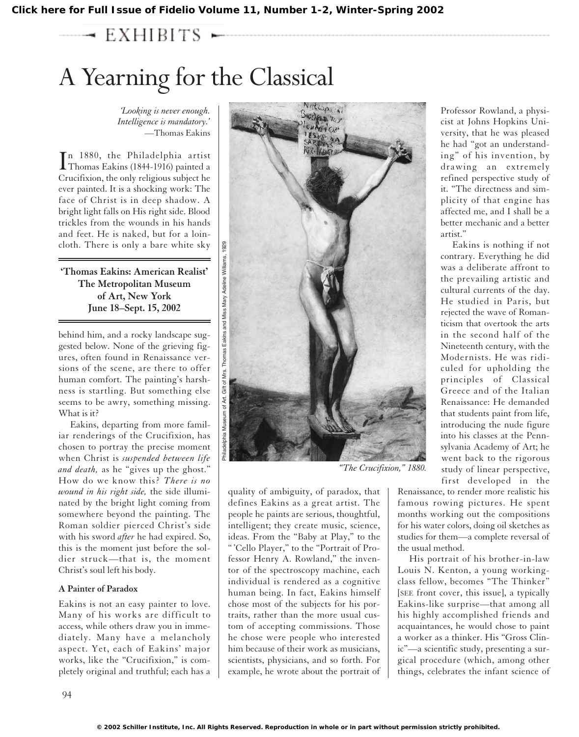Click here for Full Issue of Fidelio Volume 11, Number 1-2, Winter-Spring 2002

EXHIBITS

# A Yearning for the Classical

*'Looking is never enough. Intelligence is mandatory.'*
—Thomas Eakins

**'Thomas Eakins: American Realist'**
**The Metropolitan Museum of Art, New York**
**June 18–Sept. 15, 2002**

In 1880, the Philadelphia artist Thomas Eakins (1844-1916) painted a Crucifixion, the only religious subject he ever painted. It is a shocking work: The face of Christ is in deep shadow. A bright light falls on His right side. Blood trickles from the wounds in his hands and feet. He is naked, but for a loincloth. There is only a bare white sky behind him, and a rocky landscape suggested below. None of the grieving figures, often found in Renaissance versions of the scene, are there to offer human comfort. The painting's harshness is startling. But something else seems to be awry, something missing. What is it?

Eakins, departing from more familiar renderings of the Crucifixion, has chosen to portray the precise moment when Christ is *suspended between life and death,* as he "gives up the ghost." How do we know this? *There is no wound in his right side,* the side illuminated by the bright light coming from somewhere beyond the painting. The Roman soldier pierced Christ's side with his sword *after* he had expired. So, this is the moment just before the soldier struck—that is, the moment Christ's soul left his body.

Philadelphia Museum of Art. Gift of Mrs. Thomas Eakins and Miss Mary Adeline Williams, 1929

*"The Crucifixion," 1880.*

### A Painter of Paradox

Eakins is not an easy painter to love. Many of his works are difficult to access, while others draw you in immediately. Many have a melancholy aspect. Yet, each of Eakins' major works, like the "Crucifixion," is completely original and truthful; each has a quality of ambiguity, of paradox, that defines Eakins as a great artist. The people he paints are serious, thoughtful, intelligent; they create music, science, ideas. From the "Baby at Play," to the "'Cello Player," to the "Portrait of Professor Henry A. Rowland," the inventor of the spectroscopy machine, each individual is rendered as a cognitive human being. In fact, Eakins himself chose most of the subjects for his portraits, rather than the more usual custom of accepting commissions. Those he chose were people who interested him because of their work as musicians, scientists, physicians, and so forth. For example, he wrote about the portrait of Professor Rowland, a physicist at Johns Hopkins University, that he was pleased he had "got an understanding" of his invention, by drawing an extremely refined perspective study of it. "The directness and simplicity of that engine has affected me, and I shall be a better mechanic and a better artist."

Eakins is nothing if not contrary. Everything he did was a deliberate affront to the prevailing artistic and cultural currents of the day. He studied in Paris, but rejected the wave of Romanticism that overtook the arts in the second half of the Nineteenth century, with the Modernists. He was ridiculed for upholding the principles of Classical Greece and of the Italian Renaissance: He demanded that students paint from life, introducing the nude figure into his classes at the Pennsylvania Academy of Art; he went back to the rigorous study of linear perspective, first developed in the Renaissance, to render more realistic his famous rowing pictures. He spent months working out the compositions for his water colors, doing oil sketches as studies for them—a complete reversal of the usual method.

His portrait of his brother-in-law Louis N. Kenton, a young working-class fellow, becomes "The Thinker" [SEE front cover, this issue], a typically Eakins-like surprise—that among all his highly accomplished friends and acquaintances, he would chose to paint a worker as a thinker. His "Gross Clinic"—a scientific study, presenting a surgical procedure (which, among other things, celebrates the infant science of

© 2002 Schiller Institute, Inc. All Rights Reserved. Reproduction in whole or in part without permission strictly prohibited.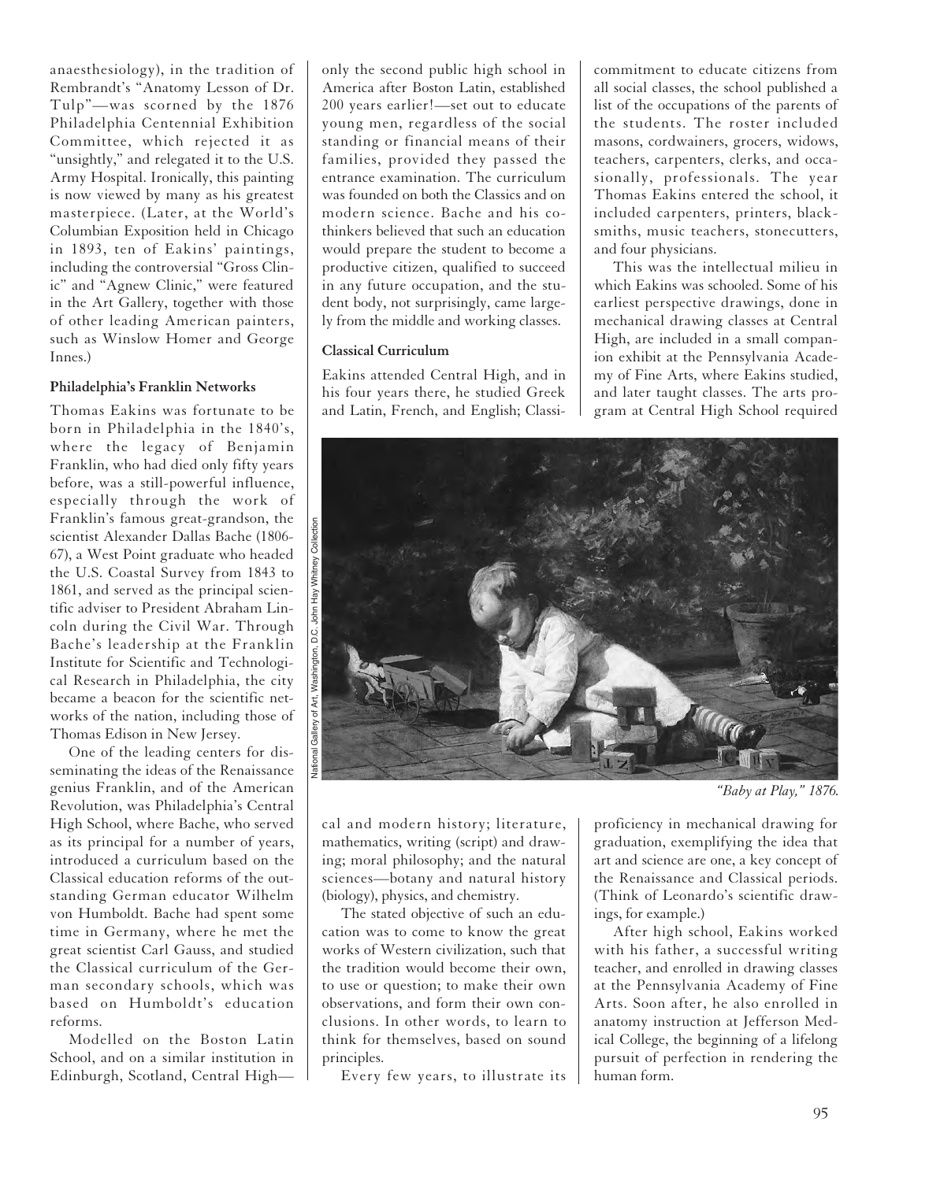anaesthesiology), in the tradition of Rembrandt's "Anatomy Lesson of Dr. Tulp"—was scorned by the 1876 Philadelphia Centennial Exhibition Committee, which rejected it as "unsightly," and relegated it to the U.S. Army Hospital. Ironically, this painting is now viewed by many as his greatest masterpiece. (Later, at the World's Columbian Exposition held in Chicago in 1893, ten of Eakins' paintings, including the controversial "Gross Clinic" and "Agnew Clinic," were featured in the Art Gallery, together with those of other leading American painters, such as Winslow Homer and George Innes.)

**Philadelphia's Franklin Networks**

Thomas Eakins was fortunate to be born in Philadelphia in the 1840's, where the legacy of Benjamin Franklin, who had died only fifty years before, was a still-powerful influence, especially through the work of Franklin's famous great-grandson, the scientist Alexander Dallas Bache (1806-67), a West Point graduate who headed the U.S. Coastal Survey from 1843 to 1861, and served as the principal scientific adviser to President Abraham Lincoln during the Civil War. Through Bache's leadership at the Franklin Institute for Scientific and Technological Research in Philadelphia, the city became a beacon for the scientific networks of the nation, including those of Thomas Edison in New Jersey.

One of the leading centers for disseminating the ideas of the Renaissance genius Franklin, and of the American Revolution, was Philadelphia's Central High School, where Bache, who served as its principal for a number of years, introduced a curriculum based on the Classical education reforms of the outstanding German educator Wilhelm von Humboldt. Bache had spent some time in Germany, where he met the great scientist Carl Gauss, and studied the Classical curriculum of the German secondary schools, which was based on Humboldt's education reforms.

Modelled on the Boston Latin School, and on a similar institution in Edinburgh, Scotland, Central High—only the second public high school in America after Boston Latin, established 200 years earlier!—set out to educate young men, regardless of the social standing or financial means of their families, provided they passed the entrance examination. The curriculum was founded on both the Classics and on modern science. Bache and his co-thinkers believed that such an education would prepare the student to become a productive citizen, qualified to succeed in any future occupation, and the student body, not surprisingly, came largely from the middle and working classes.

**Classical Curriculum**

Eakins attended Central High, and in his four years there, he studied Greek and Latin, French, and English; Classical and modern history; literature, mathematics, writing (script) and drawing; moral philosophy; and the natural sciences—botany and natural history (biology), physics, and chemistry.

The stated objective of such an education was to come to know the great works of Western civilization, such that the tradition would become their own, to use or question; to make their own observations, and form their own conclusions. In other words, to learn to think for themselves, based on sound principles.

Every few years, to illustrate its commitment to educate citizens from all social classes, the school published a list of the occupations of the parents of the students. The roster included masons, cordwainers, grocers, widows, teachers, carpenters, clerks, and occasionally, professionals. The year Thomas Eakins entered the school, it included carpenters, printers, blacksmiths, music teachers, stonecutters, and four physicians.

This was the intellectual milieu in which Eakins was schooled. Some of his earliest perspective drawings, done in mechanical drawing classes at Central High, are included in a small companion exhibit at the Pennsylvania Academy of Fine Arts, where Eakins studied, and later taught classes. The arts program at Central High School required proficiency in mechanical drawing for graduation, exemplifying the idea that art and science are one, a key concept of the Renaissance and Classical periods. (Think of Leonardo's scientific drawings, for example.)

After high school, Eakins worked with his father, a successful writing teacher, and enrolled in drawing classes at the Pennsylvania Academy of Fine Arts. Soon after, he also enrolled in anatomy instruction at Jefferson Medical College, the beginning of a lifelong pursuit of perfection in rendering the human form.

National Gallery of Art, Washington, D.C., John Hay Whitney Collection

*"Baby at Play," 1876.*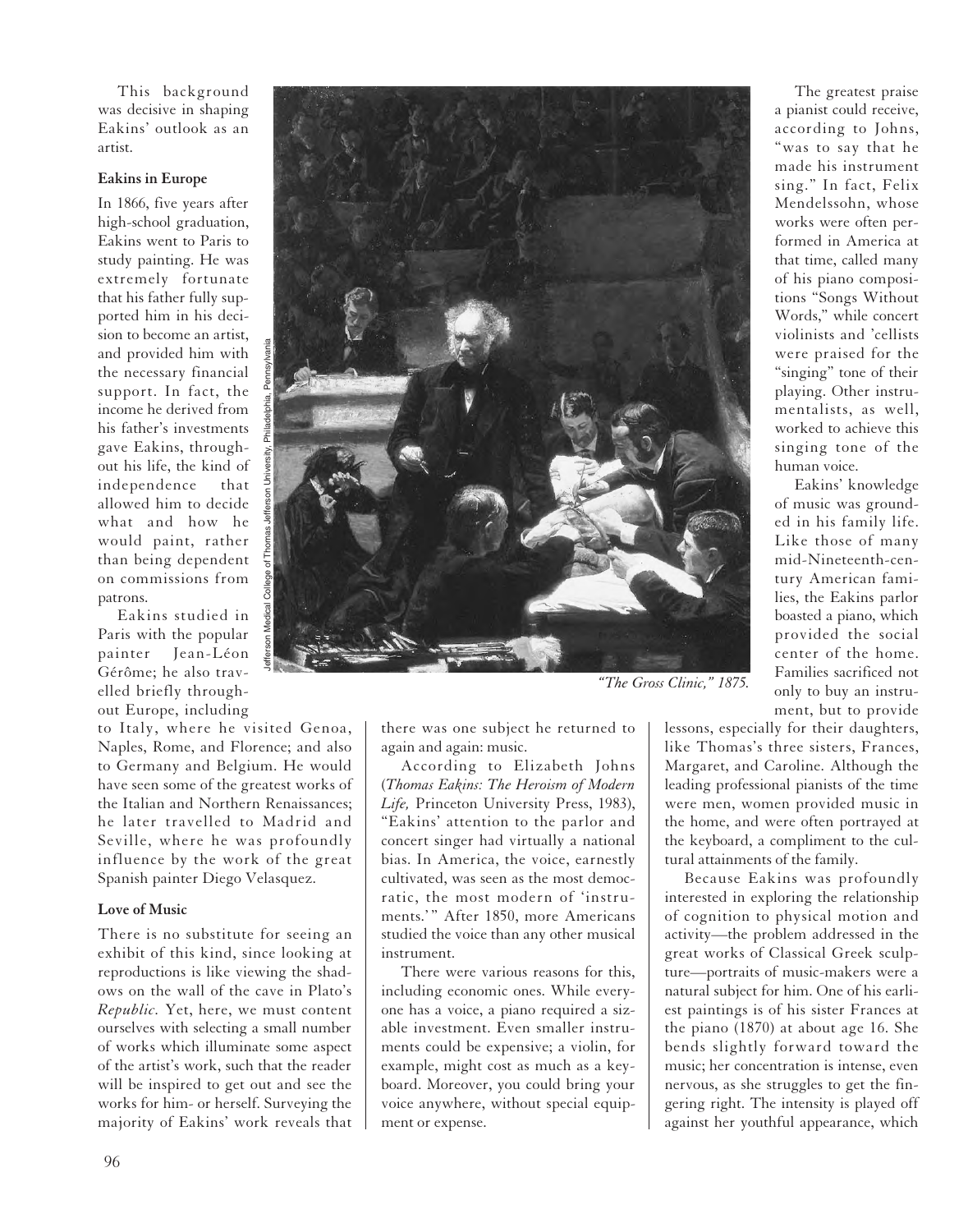This background was decisive in shaping Eakins' outlook as an artist.

### Eakins in Europe

In 1866, five years after high-school graduation, Eakins went to Paris to study painting. He was extremely fortunate that his father fully supported him in his decision to become an artist, and provided him with the necessary financial support. In fact, the income he derived from his father's investments gave Eakins, throughout his life, the kind of independence that allowed him to decide what and how he would paint, rather than being dependent on commissions from patrons.

Eakins studied in Paris with the popular painter Jean-Léon Gérôme; he also travelled briefly throughout Europe, including to Italy, where he visited Genoa, Naples, Rome, and Florence; and also to Germany and Belgium. He would have seen some of the greatest works of the Italian and Northern Renaissances; he later travelled to Madrid and Seville, where he was profoundly influence by the work of the great Spanish painter Diego Velasquez.

### Love of Music

There is no substitute for seeing an exhibit of this kind, since looking at reproductions is like viewing the shadows on the wall of the cave in Plato's *Republic.* Yet, here, we must content ourselves with selecting a small number of works which illuminate some aspect of the artist's work, such that the reader will be inspired to get out and see the works for him- or herself. Surveying the majority of Eakins' work reveals that there was one subject he returned to again and again: music.

According to Elizabeth Johns (*Thomas Eakins: The Heroism of Modern Life,* Princeton University Press, 1983), "Eakins' attention to the parlor and concert singer had virtually a national bias. In America, the voice, earnestly cultivated, was seen as the most democratic, the most modern of 'instruments.'" After 1850, more Americans studied the voice than any other musical instrument.

There were various reasons for this, including economic ones. While everyone has a voice, a piano required a sizable investment. Even smaller instruments could be expensive; a violin, for example, might cost as much as a keyboard. Moreover, you could bring your voice anywhere, without special equipment or expense.

Jefferson Medical College of Thomas Jefferson University, Philadelphia, Pennsylvania

*"The Gross Clinic," 1875.*

The greatest praise a pianist could receive, according to Johns, "was to say that he made his instrument sing." In fact, Felix Mendelssohn, whose works were often performed in America at that time, called many of his piano compositions "Songs Without Words," while concert violinists and 'cellists were praised for the "singing" tone of their playing. Other instrumentalists, as well, worked to achieve this singing tone of the human voice.

Eakins' knowledge of music was grounded in his family life. Like those of many mid-Nineteenth-century American families, the Eakins parlor boasted a piano, which provided the social center of the home. Families sacrificed not only to buy an instrument, but to provide lessons, especially for their daughters, like Thomas's three sisters, Frances, Margaret, and Caroline. Although the leading professional pianists of the time were men, women provided music in the home, and were often portrayed at the keyboard, a compliment to the cultural attainments of the family.

Because Eakins was profoundly interested in exploring the relationship of cognition to physical motion and activity—the problem addressed in the great works of Classical Greek sculpture—portraits of music-makers were a natural subject for him. One of his earliest paintings is of his sister Frances at the piano (1870) at about age 16. She bends slightly forward toward the music; her concentration is intense, even nervous, as she struggles to get the fingering right. The intensity is played off against her youthful appearance, which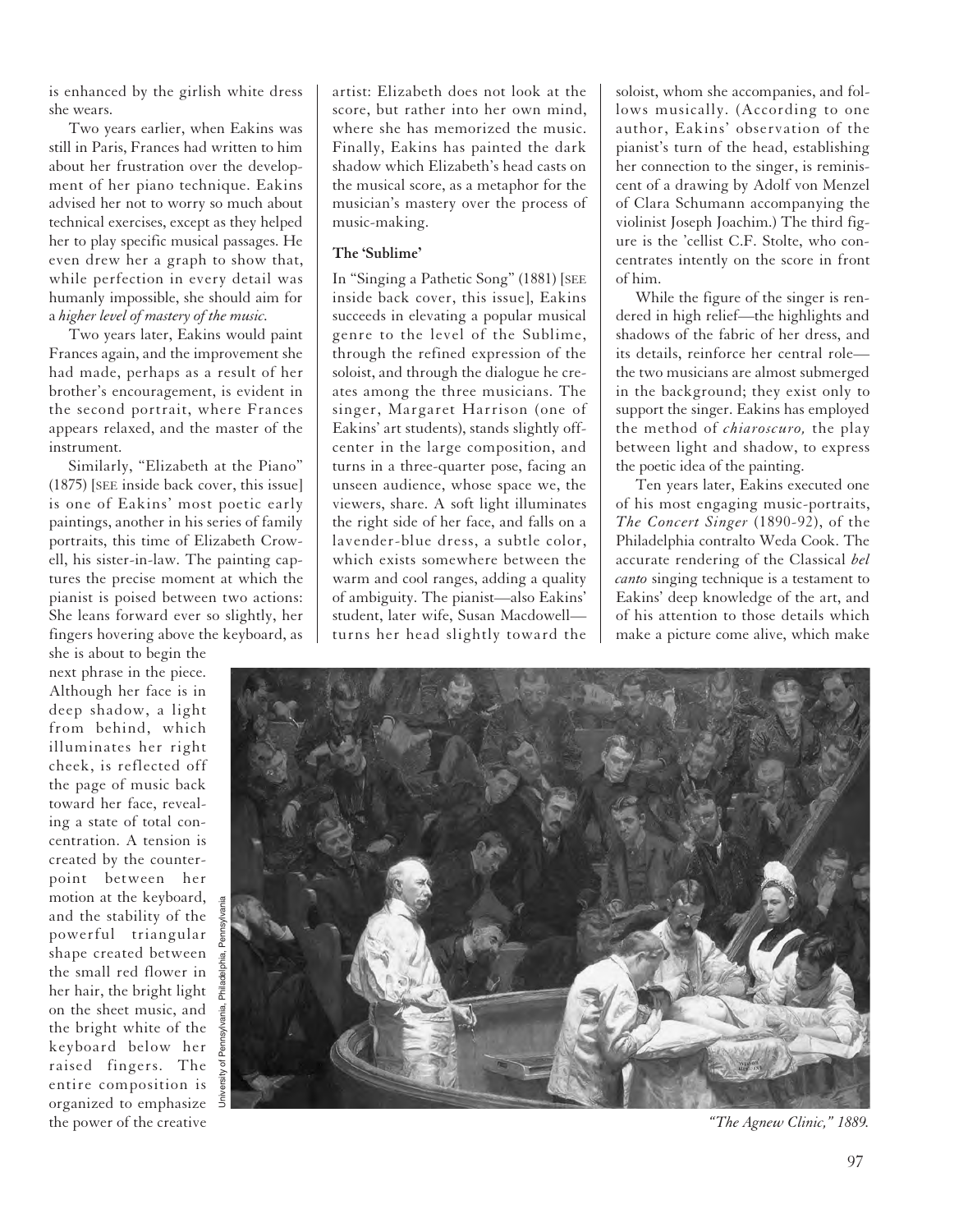is enhanced by the girlish white dress she wears.

Two years earlier, when Eakins was still in Paris, Frances had written to him about her frustration over the development of her piano technique. Eakins advised her not to worry so much about technical exercises, except as they helped her to play specific musical passages. He even drew her a graph to show that, while perfection in every detail was humanly impossible, she should aim for a *higher level of mastery of the music.*

Two years later, Eakins would paint Frances again, and the improvement she had made, perhaps as a result of her brother's encouragement, is evident in the second portrait, where Frances appears relaxed, and the master of the instrument.

Similarly, "Elizabeth at the Piano" (1875) [SEE inside back cover, this issue] is one of Eakins' most poetic early paintings, another in his series of family portraits, this time of Elizabeth Crowell, his sister-in-law. The painting captures the precise moment at which the pianist is poised between two actions: She leans forward ever so slightly, her fingers hovering above the keyboard, as she is about to begin the next phrase in the piece. Although her face is in deep shadow, a light from behind, which illuminates her right cheek, is reflected off the page of music back toward her face, revealing a state of total concentration. A tension is created by the counterpoint between her motion at the keyboard, and the stability of the powerful triangular shape created between the small red flower in her hair, the bright light on the sheet music, and the bright white of the keyboard below her raised fingers. The entire composition is organized to emphasize the power of the creative artist: Elizabeth does not look at the score, but rather into her own mind, where she has memorized the music. Finally, Eakins has painted the dark shadow which Elizabeth's head casts on the musical score, as a metaphor for the musician's mastery over the process of music-making.

### The 'Sublime'

In "Singing a Pathetic Song" (1881) [SEE inside back cover, this issue], Eakins succeeds in elevating a popular musical genre to the level of the Sublime, through the refined expression of the soloist, and through the dialogue he creates among the three musicians. The singer, Margaret Harrison (one of Eakins' art students), stands slightly off-center in the large composition, and turns in a three-quarter pose, facing an unseen audience, whose space we, the viewers, share. A soft light illuminates the right side of her face, and falls on a lavender-blue dress, a subtle color, which exists somewhere between the warm and cool ranges, adding a quality of ambiguity. The pianist—also Eakins' student, later wife, Susan Macdowell—turns her head slightly toward the soloist, whom she accompanies, and follows musically. (According to one author, Eakins' observation of the pianist's turn of the head, establishing her connection to the singer, is reminiscent of a drawing by Adolf von Menzel of Clara Schumann accompanying the violinist Joseph Joachim.) The third figure is the 'cellist C.F. Stolte, who concentrates intently on the score in front of him.

While the figure of the singer is rendered in high relief—the highlights and shadows of the fabric of her dress, and its details, reinforce her central role—the two musicians are almost submerged in the background; they exist only to support the singer. Eakins has employed the method of *chiaroscuro,* the play between light and shadow, to express the poetic idea of the painting.

Ten years later, Eakins executed one of his most engaging music-portraits, *The Concert Singer* (1890-92), of the Philadelphia contralto Weda Cook. The accurate rendering of the Classical *bel canto* singing technique is a testament to Eakins' deep knowledge of the art, and of his attention to those details which make a picture come alive, which make

University of Pennsylvania, Philadelphia, Pennsylvania

*"The Agnew Clinic," 1889.*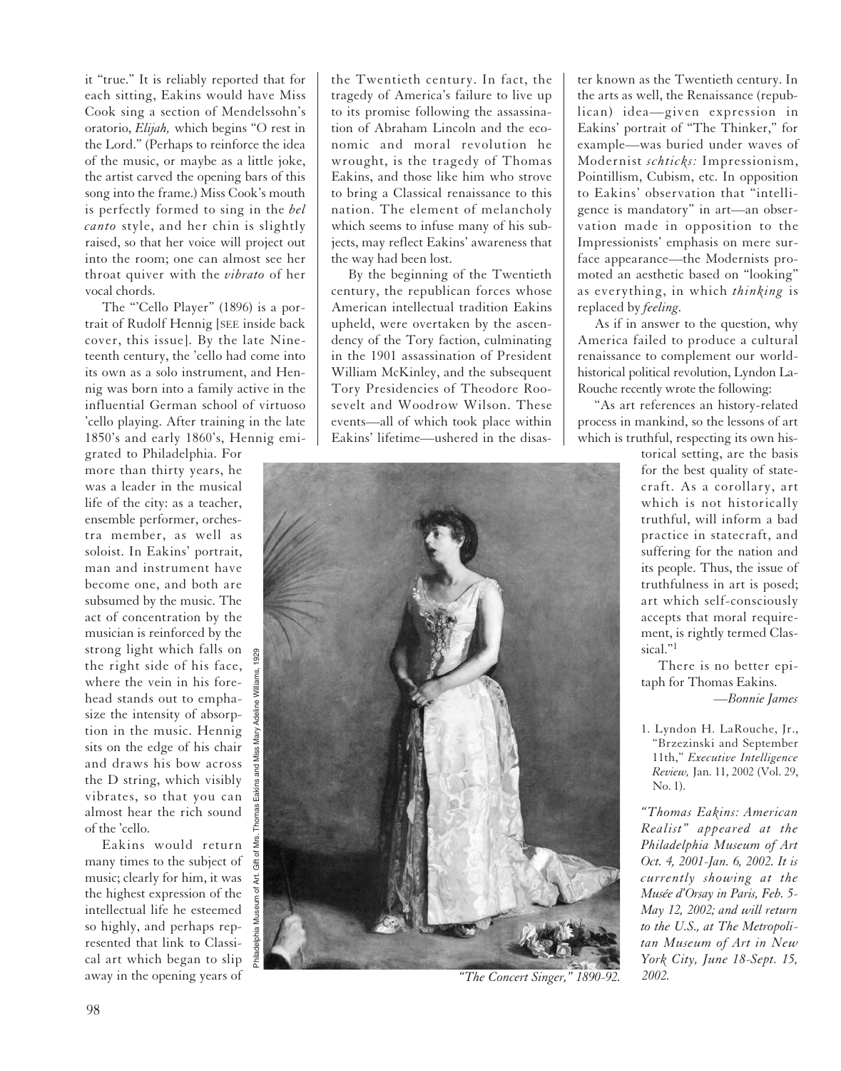it "true." It is reliably reported that for each sitting, Eakins would have Miss Cook sing a section of Mendelssohn's oratorio, *Elijah,* which begins "O rest in the Lord." (Perhaps to reinforce the idea of the music, or maybe as a little joke, the artist carved the opening bars of this song into the frame.) Miss Cook's mouth is perfectly formed to sing in the *bel canto* style, and her chin is slightly raised, so that her voice will project out into the room; one can almost see her throat quiver with the *vibrato* of her vocal chords.

The "'Cello Player" (1896) is a portrait of Rudolf Hennig [SEE inside back cover, this issue]. By the late Nineteenth century, the 'cello had come into its own as a solo instrument, and Hennig was born into a family active in the influential German school of virtuoso 'cello playing. After training in the late 1850's and early 1860's, Hennig emigrated to Philadelphia. For more than thirty years, he was a leader in the musical life of the city: as a teacher, ensemble performer, orchestra member, as well as soloist. In Eakins' portrait, man and instrument have become one, and both are subsumed by the music. The act of concentration by the musician is reinforced by the strong light which falls on the right side of his face, where the vein in his forehead stands out to emphasize the intensity of absorption in the music. Hennig sits on the edge of his chair and draws his bow across the D string, which visibly vibrates, so that you can almost hear the rich sound of the 'cello.

Eakins would return many times to the subject of music; clearly for him, it was the highest expression of the intellectual life he esteemed so highly, and perhaps represented that link to Classical art which began to slip away in the opening years of the Twentieth century. In fact, the tragedy of America's failure to live up to its promise following the assassination of Abraham Lincoln and the economic and moral revolution he wrought, is the tragedy of Thomas Eakins, and those like him who strove to bring a Classical renaissance to this nation. The element of melancholy which seems to infuse many of his subjects, may reflect Eakins' awareness that the way had been lost.

By the beginning of the Twentieth century, the republican forces whose American intellectual tradition Eakins upheld, were overtaken by the ascendency of the Tory faction, culminating in the 1901 assassination of President William McKinley, and the subsequent Tory Presidencies of Theodore Roosevelt and Woodrow Wilson. These events—all of which took place within Eakins' lifetime—ushered in the disaster known as the Twentieth century. In the arts as well, the Renaissance (republican) idea—given expression in Eakins' portrait of "The Thinker," for example—was buried under waves of Modernist *schticks:* Impressionism, Pointillism, Cubism, etc. In opposition to Eakins' observation that "intelligence is mandatory" in art—an observation made in opposition to the Impressionists' emphasis on mere surface appearance—the Modernists promoted an aesthetic based on "looking" as everything, in which *thinking* is replaced by *feeling*.

As if in answer to the question, why America failed to produce a cultural renaissance to complement our world-historical political revolution, Lyndon LaRouche recently wrote the following:

"As art references an history-related process in mankind, so the lessons of art which is truthful, respecting its own historical setting, are the basis for the best quality of statecraft. As a corollary, art which is not historically truthful, will inform a bad practice in statecraft, and suffering for the nation and its people. Thus, the issue of truthfulness in art is posed; art which self-consciously accepts that moral requirement, is rightly termed Classical."[1]

There is no better epitaph for Thomas Eakins.

—*Bonnie James*

Philadelphia Museum of Art. Gift of Mrs. Thomas Eakins and Miss Mary Adeline Williams, 1929

*"The Concert Singer," 1890-92.*

1. Lyndon H. LaRouche, Jr., "Brzezinski and September 11th," *Executive Intelligence Review,* Jan. 11, 2002 (Vol. 29, No. 1).

*"Thomas Eakins: American Realist" appeared at the Philadelphia Museum of Art Oct. 4, 2001-Jan. 6, 2002. It is currently showing at the Musée d'Orsay in Paris, Feb. 5-May 12, 2002; and will return to the U.S., at The Metropolitan Museum of Art in New York City, June 18-Sept. 15, 2002.*